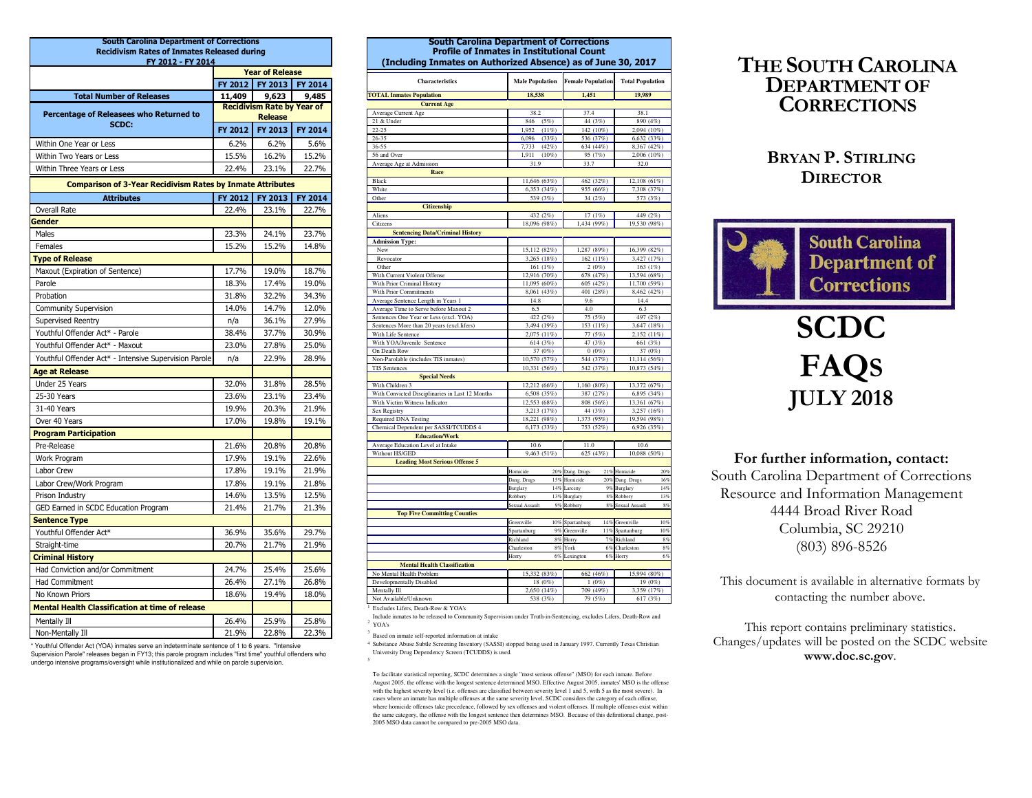# THE SOUTH CAROLINA DEPARTMENT OF CORRECTIONS

## BRYAN P. STIRLING
## DIRECTOR

South Carolina Department of Corrections

# SCDC FAQs
# JULY 2018

### For further information, contact:

South Carolina Department of Corrections
Resource and Information Management
4444 Broad River Road
Columbia, SC 29210
(803) 896-8526

This document is available in alternative formats by contacting the number above.

This report contains preliminary statistics. Changes/updates will be posted on the SCDC website **www.doc.sc.gov**.

---

**South Carolina Department of Corrections**
**Recidivism Rates of Inmates Released during**
**FY 2012 - FY 2014**

| | Year of Release | | |
|---|---|---|---|
| | FY 2012 | FY 2013 | FY 2014 |
| **Total Number of Releases** | 11,409 | 9,623 | 9,485 |
| **Percentage of Releasees who Returned to SCDC:** | **Recidivism Rate by Year of Release** | | |
| | FY 2012 | FY 2013 | FY 2014 |
| Within One Year or Less | 6.2% | 6.2% | 5.6% |
| Within Two Years or Less | 15.5% | 16.2% | 15.2% |
| Within Three Years or Less | 22.4% | 23.1% | 22.7% |

**Comparison of 3-Year Recidivism Rates by Inmate Attributes**

| Attributes | FY 2012 | FY 2013 | FY 2014 |
|---|---|---|---|
| Overall Rate | 22.4% | 23.1% | 22.7% |
| **Gender** | | | |
| Males | 23.3% | 24.1% | 23.7% |
| Females | 15.2% | 15.2% | 14.8% |
| **Type of Release** | | | |
| Maxout (Expiration of Sentence) | 17.7% | 19.0% | 18.7% |
| Parole | 18.3% | 17.4% | 19.0% |
| Probation | 31.8% | 32.2% | 34.3% |
| Community Supervision | 14.0% | 14.7% | 12.0% |
| Supervised Reentry | n/a | 36.1% | 27.9% |
| Youthful Offender Act* - Parole | 38.4% | 37.7% | 30.9% |
| Youthful Offender Act* - Maxout | 23.0% | 27.8% | 25.0% |
| Youthful Offender Act* - Intensive Supervision Parole | n/a | 22.9% | 28.9% |
| **Age at Release** | | | |
| Under 25 Years | 32.0% | 31.8% | 28.5% |
| 25-30 Years | 23.6% | 23.1% | 23.4% |
| 31-40 Years | 19.9% | 20.3% | 21.9% |
| Over 40 Years | 17.0% | 19.8% | 19.1% |
| **Program Participation** | | | |
| Pre-Release | 21.6% | 20.8% | 20.8% |
| Work Program | 17.9% | 19.1% | 22.6% |
| Labor Crew | 17.8% | 19.1% | 21.9% |
| Labor Crew/Work Program | 17.8% | 19.1% | 21.8% |
| Prison Industry | 14.6% | 13.5% | 12.5% |
| GED Earned in SCDC Education Program | 21.4% | 21.7% | 21.3% |
| **Sentence Type** | | | |
| Youthful Offender Act* | 36.9% | 35.6% | 29.7% |
| Straight-time | 20.7% | 21.7% | 21.9% |
| **Criminal History** | | | |
| Had Conviction and/or Commitment | 24.7% | 25.4% | 25.6% |
| Had Commitment | 26.4% | 27.1% | 26.8% |
| No Known Priors | 18.6% | 19.4% | 18.0% |
| **Mental Health Classification at time of release** | | | |
| Mentally Ill | 26.4% | 25.9% | 25.8% |
| Non-Mentally Ill | 21.9% | 22.8% | 22.3% |

* Youthful Offender Act (YOA) inmates serve an indeterminate sentence of 1 to 6 years. "Intensive Supervision Parole" releases began in FY13; this parole program includes "first time" youthful offenders who undergo intensive programs/oversight while institutionalized and while on parole supervision.

---

**South Carolina Department of Corrections**
**Profile of Inmates in Institutional Count**
**(Including Inmates on Authorized Absence) as of June 30, 2017**

| Characteristics | Male Population | Female Population | Total Population |
|---|---|---|---|
| **TOTAL Inmates Population** | 18,538 | 1,451 | 19,989 |
| **Current Age** | | | |
| Average Current Age | 38.2 | 37.4 | 38.1 |
| 21 & Under | 846 (5%) | 44 (3%) | 890 (4%) |
| 22-25 | 1,952 (11%) | 142 (10%) | 2,094 (10%) |
| 26-35 | 6,096 (33%) | 536 (37%) | 6,632 (33%) |
| 36-55 | 7,733 (42%) | 634 (44%) | 8,367 (42%) |
| 56 and Over | 1,911 (10%) | 95 (7%) | 2,006 (10%) |
| Average Age at Admission | 31.9 | 33.7 | 32.0 |
| **Race** | | | |
| Black | 11,646 (63%) | 462 (32%) | 12,108 (61%) |
| White | 6,353 (34%) | 955 (66%) | 7,308 (37%) |
| Other | 539 (3%) | 34 (2%) | 573 (3%) |
| **Citizenship** | | | |
| Aliens | 432 (2%) | 17 (1%) | 449 (2%) |
| Citizens | 18,096 (98%) | 1,434 (99%) | 19,530 (98%) |
| **Sentencing Data/Criminal History** | | | |
| **Admission Type:** | | | |
| New | 15,112 (82%) | 1,287 (89%) | 16,399 (82%) |
| Revocator | 3,265 (18%) | 162 (11%) | 3,427 (17%) |
| Other | 161 (1%) | 2 (0%) | 163 (1%) |
| With Current Violent Offense | 12,916 (70%) | 678 (47%) | 13,594 (68%) |
| With Prior Criminal History | 11,095 (60%) | 605 (42%) | 11,700 (59%) |
| With Prior Commitments | 8,061 (43%) | 401 (28%) | 8,462 (42%) |
| Average Sentence Length in Years 1 | 14.8 | 9.6 | 14.4 |
| Average Time to Serve before Maxout 2 | 6.5 | 4.0 | 6.3 |
| Sentences One Year or Less (excl. YOA) | 422 (2%) | 75 (5%) | 497 (2%) |
| Sentences More than 20 years (excl.lifers) | 3,494 (19%) | 153 (11%) | 3,647 (18%) |
| With Life Sentence | 2,075 (11%) | 77 (5%) | 2,152 (11%) |
| With YOA/Juvenile Sentence | 614 (3%) | 47 (3%) | 661 (3%) |
| On Death Row | 37 (0%) | 0 (0%) | 37 (0%) |
| Non-Parolable (includes TIS inmates) | 10,570 (57%) | 544 (37%) | 11,114 (56%) |
| TIS Sentences | 10,331 (56%) | 542 (37%) | 10,873 (54%) |
| **Special Needs** | | | |
| With Children 3 | 12,212 (66%) | 1,160 (80%) | 13,372 (67%) |
| With Convicted Disciplinaries in Last 12 Months | 6,508 (35%) | 387 (27%) | 6,895 (34%) |
| With Victim Witness Indicator | 12,553 (68%) | 808 (56%) | 13,361 (67%) |
| Sex Registry | 3,213 (17%) | 44 (3%) | 3,257 (16%) |
| Required DNA Testing | 18,221 (98%) | 1,373 (95%) | 19,594 (98%) |
| Chemical Dependent per SASSI/TCUDDS 4 | 6,173 (33%) | 753 (52%) | 6,926 (35%) |
| **Education/Work** | | | |
| Average Education Level at Intake | 10.6 | 11.0 | 10.6 |
| Without HS/GED | 9,463 (51%) | 625 (43%) | 10,088 (50%) |
| **Leading Most Serious Offense 5** | | | |
| | Homicide 20% | Dang. Drugs 21% | Homicide 20% |
| | Dang. Drugs 15% | Homicide 20% | Dang. Drugs 16% |
| | Burglary 14% | Larceny 9% | Burglary 14% |
| | Robbery 13% | Burglary 8% | Robbery 13% |
| | Sexual Assault 9% | Robbery 8% | Sexual Assault 8% |
| **Top Five Committing Counties** | | | |
| | Greenville 10% | Spartanburg 14% | Greenville 10% |
| | Spartanburg 9% | Greenville 11% | Spartanburg 10% |
| | Richland 8% | Horry 7% | Richland 8% |
| | Charleston 8% | York 6% | Charleston 8% |
| | Horry 6% | Lexington 6% | Horry 6% |
| **Mental Health Classification** | | | |
| No Mental Health Problem | 15,332 (83%) | 662 (46%) | 15,994 (80%) |
| Developmentally Disabled | 18 (0%) | 1 (0%) | 19 (0%) |
| Mentally Ill | 2,650 (14%) | 709 (49%) | 3,359 (17%) |
| Not Available/Unknown | 538 (3%) | 79 (5%) | 617 (3%) |

[1] Excludes Lifers, Death-Row & YOA's

[2] Include inmates to be released to Community Supervision under Truth-in-Sentencing, excludes Lifers, Death-Row and YOA's

[3] Based on inmate self-reported information at intake

[4] Substance Abuse Subtle Screening Inventory (SASSI) stopped being used in January 1997. Currently Texas Christian University Drug Dependency Screen (TCUDDS) is used.

[5] To facilitate statistical reporting, SCDC determines a single "most serious offense" (MSO) for each inmate. Before August 2005, the offense with the longest sentence determined MSO. Effective August 2005, inmates' MSO is the offense with the highest severity level (i.e. offenses are classified between severity level 1 and 5, with 5 as the most severe). In cases where an inmate has multiple offenses at the same severity level, SCDC considers the category of each offense, where homicide offenses take precedence, followed by sex offenses and violent offenses. If multiple offenses exist within the same category, the offense with the longest sentence then determines MSO. Because of this definitional change, post-2005 MSO data cannot be compared to pre-2005 MSO data.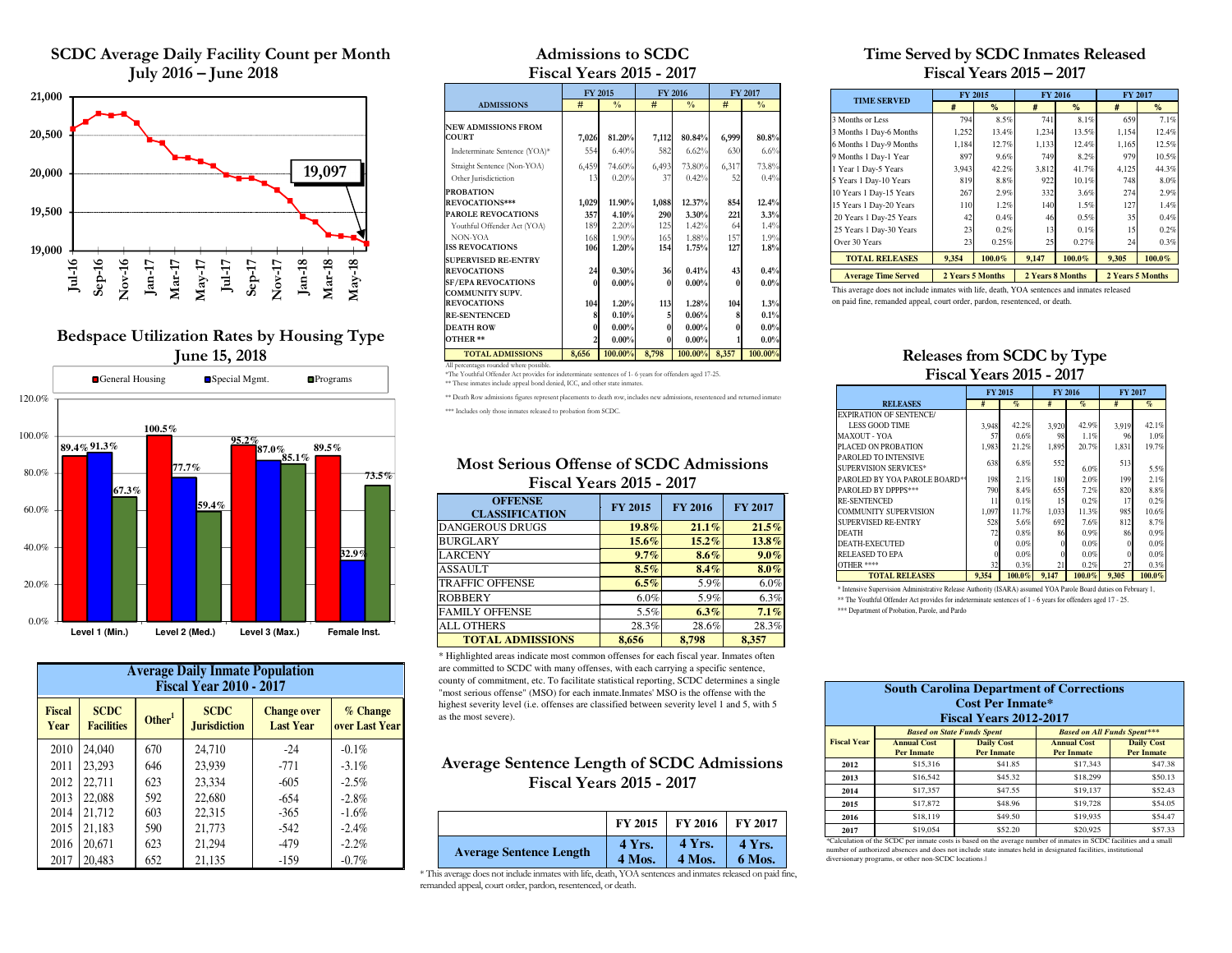## SCDC Average Daily Facility Count per Month July 2016 – June 2018

21,000
20,500
20,000
19,500
19,000

19,097

Jul-16 Sep-16 Nov-16 Jan-17 Mar-17 May-17 Jul-17 Sep-17 Nov-17 Jan-18 Mar-18 May-18

## Bedspace Utilization Rates by Housing Type June 15, 2018

General Housing | Special Mgmt. | Programs

120.0% 100.0% 80.0% 60.0% 40.0% 20.0% 0.0%

Level 1 (Min.): 89.4% 91.3% 67.3%

Level 2 (Med.): 100.5% 77.7% 59.4%

Level 3 (Max.): 95.2% 87.0% 85.1%

Female Inst.: 89.5% 32.9% 73.5%

## Average Daily Inmate Population Fiscal Year 2010 - 2017

| Fiscal Year | SCDC Facilities | Other[1] | SCDC Jurisdiction | Change over Last Year | % Change over Last Year |
|---|---|---|---|---|---|
| 2010 | 24,040 | 670 | 24,710 | -24 | -0.1% |
| 2011 | 23,293 | 646 | 23,939 | -771 | -3.1% |
| 2012 | 22,711 | 623 | 23,334 | -605 | -2.5% |
| 2013 | 22,088 | 592 | 22,680 | -654 | -2.8% |
| 2014 | 21,712 | 603 | 22,315 | -365 | -1.6% |
| 2015 | 21,183 | 590 | 21,773 | -542 | -2.4% |
| 2016 | 20,671 | 623 | 21,294 | -479 | -2.2% |
| 2017 | 20,483 | 652 | 21,135 | -159 | -0.7% |

## Admissions to SCDC Fiscal Years 2015 - 2017

| ADMISSIONS | FY 2015 # | FY 2015 % | FY 2016 # | FY 2016 % | FY 2017 # | FY 2017 % |
|---|---|---|---|---|---|---|
| **NEW ADMISSIONS FROM COURT** | **7,026** | **81.20%** | **7,112** | **80.84%** | **6,999** | **80.8%** |
| Indeterminate Sentence (YOA)* | 554 | 6.40% | 582 | 6.62% | 630 | 6.6% |
| Straight Sentence (Non-YOA) | 6,459 | 74.60% | 6,493 | 73.80% | 6,317 | 73.8% |
| Other Jurisdictiction | 13 | 0.20% | 37 | 0.42% | 52 | 0.4% |
| **PROBATION REVOCATIONS*** ** | **1,029** | **11.90%** | **1,088** | **12.37%** | **854** | **12.4%** |
| **PAROLE REVOCATIONS** | **357** | **4.10%** | **290** | **3.30%** | **221** | **3.3%** |
| Youthful Offender Act (YOA) | 189 | 2.20% | 125 | 1.42% | 64 | 1.4% |
| NON-YOA | 168 | 1.90% | 165 | 1.88% | 157 | 1.9% |
| **ISS REVOCATIONS** | **106** | **1.20%** | **154** | **1.75%** | **127** | **1.8%** |
| **SUPERVISED RE-ENTRY REVOCATIONS** | **24** | **0.30%** | **36** | **0.41%** | **43** | **0.4%** |
| **SF/EPA REVOCATIONS** | **0** | **0.00%** | **0** | **0.00%** | **0** | **0.0%** |
| **COMMUNITY SUPV. REVOCATIONS** | **104** | **1.20%** | **113** | **1.28%** | **104** | **1.3%** |
| **RE-SENTENCED** | **8** | **0.10%** | **5** | **0.06%** | **8** | **0.1%** |
| **DEATH ROW** | **0** | **0.00%** | **0** | **0.00%** | **0** | **0.0%** |
| **OTHER **** | **2** | **0.00%** | **0** | **0.00%** | **1** | **0.0%** |
| **TOTAL ADMISSIONS** | **8,656** | **100.00%** | **8,798** | **100.00%** | **8,357** | **100.00%** |

All percentages rounded where possible.

*The Youthful Offender Act provides for indeterminate sentences of 1- 6 years for offenders aged 17-25.

** These inmates include appeal bond denied, ICC, and other state inmates.

** Death Row admissions figures represent placements to death row, includes new admissions, resentenced and returned inmates

*** Includes only those inmates released to probation from SCDC.

## Most Serious Offense of SCDC Admissions Fiscal Years 2015 - 2017

| OFFENSE CLASSIFICATION | FY 2015 | FY 2016 | FY 2017 |
|---|---|---|---|
| DANGEROUS DRUGS | **19.8%** | **21.1%** | **21.5%** |
| BURGLARY | **15.6%** | **15.2%** | **13.8%** |
| LARCENY | **9.7%** | **8.6%** | **9.0%** |
| ASSAULT | **8.5%** | **8.4%** | **8.0%** |
| TRAFFIC OFFENSE | **6.5%** | 5.9% | 6.0% |
| ROBBERY | 6.0% | 5.9% | 6.3% |
| FAMILY OFFENSE | 5.5% | **6.3%** | **7.1%** |
| ALL OTHERS | 28.3% | 28.6% | 28.3% |
| **TOTAL ADMISSIONS** | **8,656** | **8,798** | **8,357** |

* Highlighted areas indicate most common offenses for each fiscal year. Inmates often are committed to SCDC with many offenses, with each carrying a specific sentence, county of commitment, etc. To facilitate statistical reporting, SCDC determines a single "most serious offense" (MSO) for each inmate.Inmates' MSO is the offense with the highest severity level (i.e. offenses are classified between severity level 1 and 5, with 5 as the most severe).

## Average Sentence Length of SCDC Admissions Fiscal Years 2015 - 2017

| | FY 2015 | FY 2016 | FY 2017 |
|---|---|---|---|
| Average Sentence Length | 4 Yrs. 4 Mos. | 4 Yrs. 4 Mos. | 4 Yrs. 6 Mos. |

* This average does not include inmates with life, death, YOA sentences and inmates released on paid fine, remanded appeal, court order, pardon, resentenced, or death.

## Time Served by SCDC Inmates Released Fiscal Years 2015 – 2017

| TIME SERVED | FY 2015 # | FY 2015 % | FY 2016 # | FY 2016 % | FY 2017 # | FY 2017 % |
|---|---|---|---|---|---|---|
| 3 Months or Less | 794 | 8.5% | 741 | 8.1% | 659 | 7.1% |
| 3 Months 1 Day-6 Months | 1,252 | 13.4% | 1,234 | 13.5% | 1,154 | 12.4% |
| 6 Months 1 Day-9 Months | 1,184 | 12.7% | 1,133 | 12.4% | 1,165 | 12.5% |
| 9 Months 1 Day-1 Year | 897 | 9.6% | 749 | 8.2% | 979 | 10.5% |
| 1 Year 1 Day-5 Years | 3,943 | 42.2% | 3,812 | 41.7% | 4,125 | 44.3% |
| 5 Years 1 Day-10 Years | 819 | 8.8% | 922 | 10.1% | 748 | 8.0% |
| 10 Years 1 Day-15 Years | 267 | 2.9% | 332 | 3.6% | 274 | 2.9% |
| 15 Years 1 Day-20 Years | 110 | 1.2% | 140 | 1.5% | 127 | 1.4% |
| 20 Years 1 Day-25 Years | 42 | 0.4% | 46 | 0.5% | 35 | 0.4% |
| 25 Years 1 Day-30 Years | 23 | 0.2% | 13 | 0.1% | 15 | 0.2% |
| Over 30 Years | 23 | 0.25% | 25 | 0.27% | 24 | 0.3% |
| **TOTAL RELEASES** | **9,354** | **100.0%** | **9,147** | **100.0%** | **9,305** | **100.0%** |
| **Average Time Served** | **2 Years 5 Months** | | **2 Years 8 Months** | | **2 Years 5 Months** | |

This average does not include inmates with life, death, YOA sentences and inmates released on paid fine, remanded appeal, court order, pardon, resentenced, or death.

## Releases from SCDC by Type Fiscal Years 2015 - 2017

| RELEASES | FY 2015 # | FY 2015 % | FY 2016 # | FY 2016 % | FY 2017 # | FY 2017 % |
|---|---|---|---|---|---|---|
| EXPIRATION OF SENTENCE/ LESS GOOD TIME | 3,948 | 42.2% | 3,920 | 42.9% | 3,919 | 42.1% |
| MAXOUT - YOA | 57 | 0.6% | 98 | 1.1% | 96 | 1.0% |
| PLACED ON PROBATION | 1,983 | 21.2% | 1,895 | 20.7% | 1,831 | 19.7% |
| PAROLED TO INTENSIVE SUPERVISION SERVICES* | 638 | 6.8% | 552 | 6.0% | 513 | 5.5% |
| PAROLED BY YOA PAROLE BOARD** | 198 | 2.1% | 180 | 2.0% | 199 | 2.1% |
| PAROLED BY DPPPS*** | 790 | 8.4% | 655 | 7.2% | 820 | 8.8% |
| RE-SENTENCED | 11 | 0.1% | 15 | 0.2% | 17 | 0.2% |
| COMMUNITY SUPERVISION | 1,097 | 11.7% | 1,033 | 11.3% | 985 | 10.6% |
| SUPERVISED RE-ENTRY | 528 | 5.6% | 692 | 7.6% | 812 | 8.7% |
| DEATH | 72 | 0.8% | 86 | 0.9% | 86 | 0.9% |
| DEATH-EXECUTED | 0 | 0.0% | 0 | 0.0% | 0 | 0.0% |
| RELEASED TO EPA | 0 | 0.0% | 0 | 0.0% | 0 | 0.0% |
| OTHER **** | 32 | 0.3% | 21 | 0.2% | 27 | 0.3% |
| **TOTAL RELEASES** | **9,354** | **100.0%** | **9,147** | **100.0%** | **9,305** | **100.0%** |

* Intensive Supervision Administrative Release Authority (ISARA) assumed YOA Parole Board duties on February 1,

** The Youthful Offender Act provides for indeterminate sentences of 1 - 6 years for offenders aged 17 - 25.

*** Department of Probation, Parole, and Pardo

## South Carolina Department of Corrections Cost Per Inmate* Fiscal Years 2012-2017

| Fiscal Year | Based on State Funds Spent: Annual Cost Per Inmate | Based on State Funds Spent: Daily Cost Per Inmate | Based on All Funds Spent***: Annual Cost Per Inmate | Based on All Funds Spent***: Daily Cost Per Inmate |
|---|---|---|---|---|
| 2012 | $15,316 | $41.85 | $17,343 | $47.38 |
| 2013 | $16,542 | $45.32 | $18,299 | $50.13 |
| 2014 | $17,357 | $47.55 | $19,137 | $52.43 |
| 2015 | $17,872 | $48.96 | $19,728 | $54.05 |
| 2016 | $18,119 | $49.50 | $19,935 | $54.47 |
| 2017 | $19,054 | $52.20 | $20,925 | $57.33 |

*Calculation of the SCDC per inmate costs is based on the average number of inmates in SCDC facilities and a small number of authorized absences and does not include state inmates held in designated facilities, institutional diversionary programs, or other non-SCDC locations.|